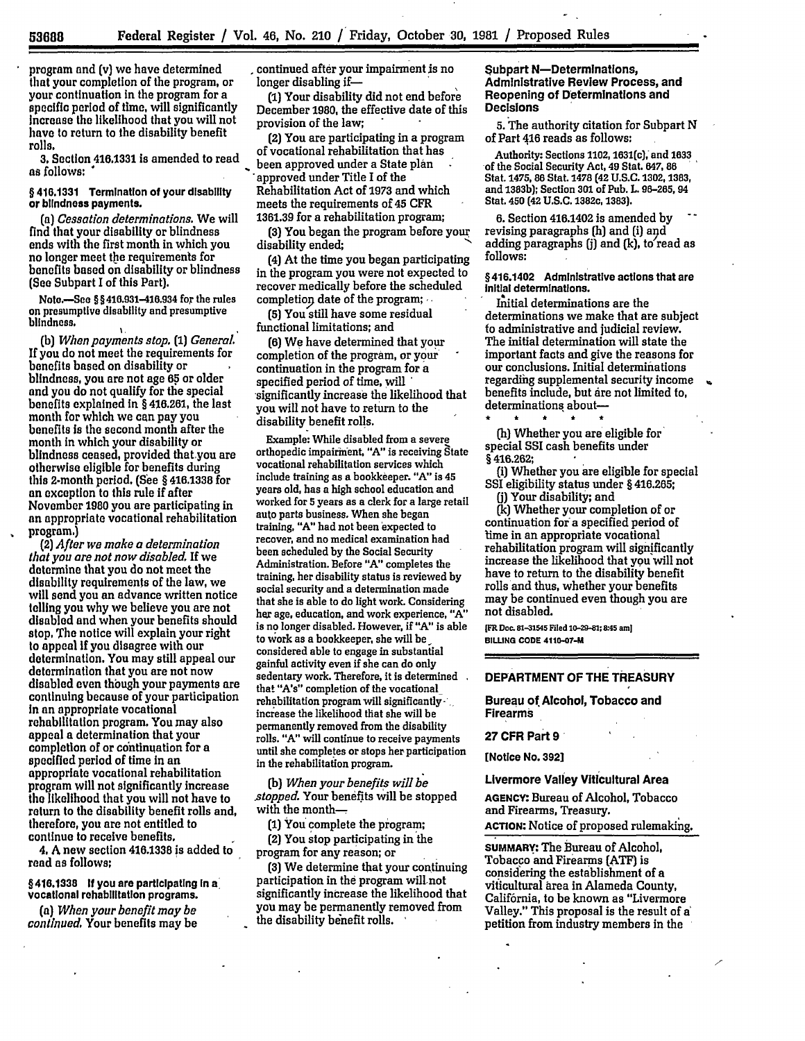program and (v) we have determined that your completion of the program, or your continuation in the program for a specific period of time, will significantly increase the likelihood that you will not have to return to the disability benefit rolls.

3. Section 416.1331 is amended to read as follows:

### § 416.1331 Termination of your disability or blindness payments.

(a) *Cessation determinations.* We will find that your disability or blindness ends with the first month in which you no longer meet the requirements for benefits based on disability or blindness (See Subpart I of this Part).

Note.—See §§ 416.931–416.934 for the rules on presumptive disability and presumptive blindness.

(b) *When payments stop.* (1) *General.* If you do not meet the requirements for benefits based on disability or blindness, you are not age 65 or older and you do not qualify for the special benefits explained in § 416.261, the last month for which we can pay you benefits is the second month after the month in which your disability or blindness ceased, provided that you are otherwise eligible for benefits during this 2-month period. (See § 416.1338 for an exception to this rule if after November 1980 you are participating in an appropriate vocational rehabilitation program.)

(2) *After we make a determination that you are not now disabled.* If we determine that you do not meet the disability requirements of the law, we will send you an advance written notice telling you why we believe you are not disabled and when your benefits should stop. The notice will explain your right to appeal if you disagree with our determination. You may still appeal our determination that you are not now disabled even though your payments are continuing because of your participation in an appropriate vocational rehabilitation program. You may also appeal a determination that your completion of or continuation for a specified period of time in an appropriate vocational rehabilitation program will not significantly increase the likelihood that you will not have to return to the disability benefit rolls and, therefore, you are not entitled to continue to receive benefits.

4. A new section 416.1338 is added to read as follows:

### § 416.1338 If you are participating in a vocational rehabilitation program.

(a) *When your benefit may be continued.* Your benefits may be continued after your impairment is no longer disabling if—

(1) Your disability did not end before December 1980, the effective date of this provision of the law;

(2) You are participating in a program of vocational rehabilitation that has been approved under a State plan approved under Title I of the Rehabilitation Act of 1973 and which meets the requirements of 45 CFR 1361.39 for a rehabilitation program;

(3) You began the program before your disability ended;

(4) At the time you began participating in the program you were not expected to recover medically before the scheduled completion date of the program;

(5) You still have some residual functional limitations; and

(6) We have determined that your completion of the program, or your continuation in the program for a specified period of time, will significantly increase the likelihood that you will not have to return to the disability benefit rolls.

Example: While disabled from a severe orthopedic impairment, "A" is receiving State vocational rehabilitation services which include training as a bookkeeper. "A" is 45 years old, has a high school education and worked for 5 years as a clerk for a large retail auto parts business. When she began training, "A" had not been expected to recover, and no medical examination had been scheduled by the Social Security Administration. Before "A" completes the training, her disability status is reviewed by social security and a determination made that she is able to do light work. Considering her age, education, and work experience, "A" is no longer disabled. However, if "A" is able to work as a bookkeeper, she will be considered able to engage in substantial gainful activity even if she can do only sedentary work. Therefore, it is determined that "A's" completion of the vocational rehabilitation program will significantly increase the likelihood that she will be permanently removed from the disability rolls. "A" will continue to receive payments until she completes or stops her participation in the rehabilitation program.

(b) *When your benefits will be stopped.* Your benefits will be stopped with the month—

(1) You complete the program;

(2) You stop participating in the program for any reason; or

(3) We determine that your continuing participation in the program will not significantly increase the likelihood that you may be permanently removed from the disability benefit rolls.

## Subpart N—Determinations, Administrative Review Process, and Reopening of Determinations and Decisions

5. The authority citation for Subpart N of Part 416 reads as follows:

Authority: Sections 1102, 1631(c), and 1633 of the Social Security Act, 49 Stat. 647, 86 Stat. 1475, 86 Stat. 1478 (42 U.S.C. 1302, 1383, and 1383b); Section 301 of Pub. L. 96–265, 94 Stat. 450 (42 U.S.C. 1382c, 1383).

6. Section 416.1402 is amended by revising paragraphs (h) and (i) and adding paragraphs (j) and (k), to read as follows:

### § 416.1402 Administrative actions that are initial determinations.

Initial determinations are the determinations we make that are subject to administrative and judicial review. The initial determination will state the important facts and give the reasons for our conclusions. Initial determinations regarding supplemental security income benefits include, but are not limited to, determinations about—

\* \* \* \* \*

(h) Whether you are eligible for special SSI cash benefits under § 416.262;

(i) Whether you are eligible for special SSI eligibility status under § 416.265;

(j) Your disability; and

(k) Whether your completion of or continuation for a specified period of time in an appropriate vocational rehabilitation program will significantly increase the likelihood that you will not have to return to the disability benefit rolls and thus, whether your benefits may be continued even though you are not disabled.

[FR Doc. 81–31545 Filed 10–29–81; 8:45 am]

BILLING CODE 4110–07–M

---

## DEPARTMENT OF THE TREASURY

## Bureau of Alcohol, Tobacco and Firearms

## 27 CFR Part 9

[Notice No. 392]

## Livermore Valley Viticultural Area

**AGENCY:** Bureau of Alcohol, Tobacco and Firearms, Treasury.

**ACTION:** Notice of proposed rulemaking.

**SUMMARY:** The Bureau of Alcohol, Tobacco and Firearms (ATF) is considering the establishment of a viticultural area in Alameda County, California, to be known as "Livermore Valley." This proposal is the result of a petition from industry members in the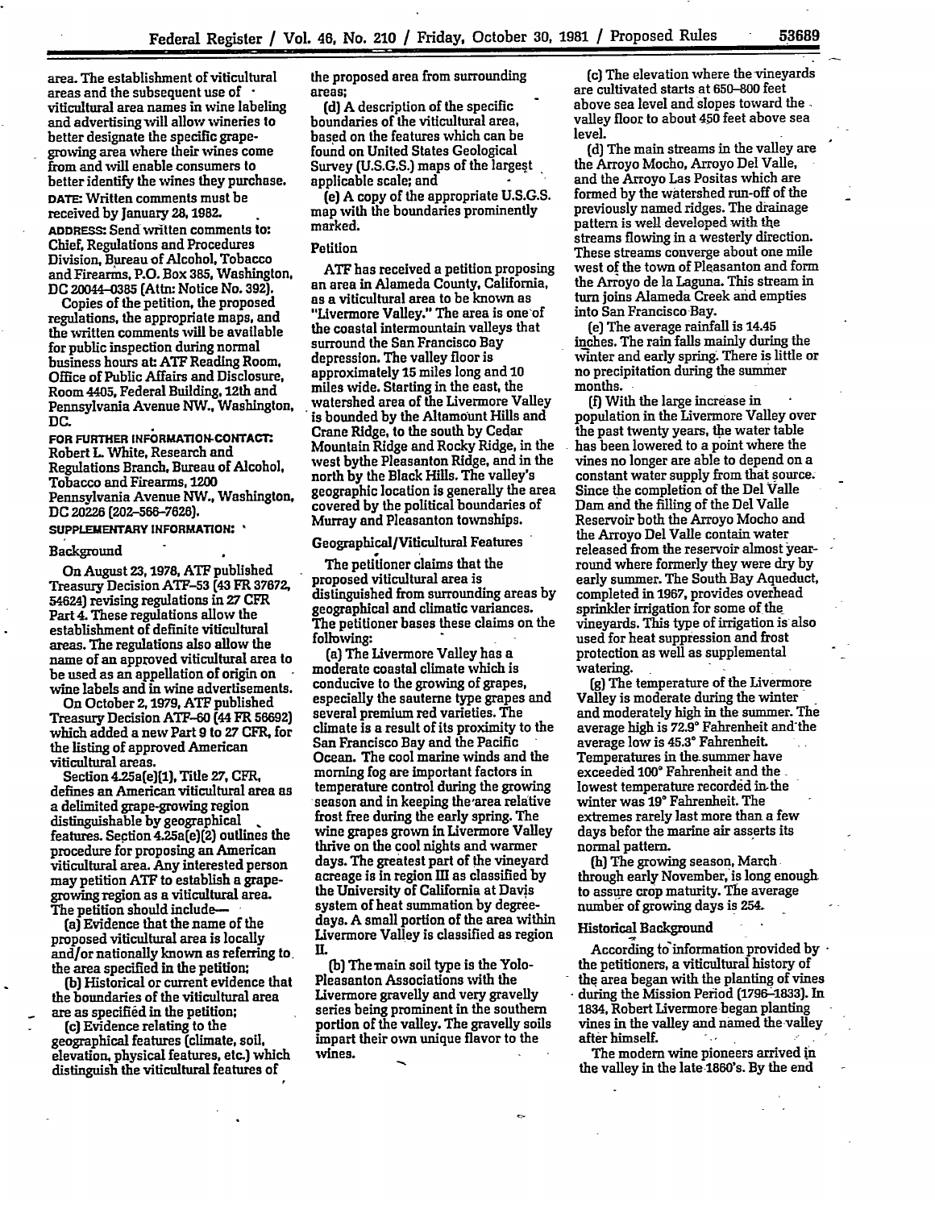area. The establishment of viticultural areas and the subsequent use of viticultural area names in wine labeling and advertising will allow wineries to better designate the specific grape-growing area where their wines come from and will enable consumers to better identify the wines they purchase.

**DATE:** Written comments must be received by January 28, 1982.

**ADDRESS:** Send written comments to: Chief, Regulations and Procedures Division, Bureau of Alcohol, Tobacco and Firearms, P.O. Box 385, Washington, DC 20044-0385 (Attn: Notice No. 392).

Copies of the petition, the proposed regulations, the appropriate maps, and the written comments will be available for public inspection during normal business hours at: ATF Reading Room, Office of Public Affairs and Disclosure, Room 4405, Federal Building, 12th and Pennsylvania Avenue NW., Washington, DC.

**FOR FURTHER INFORMATION CONTACT:** Robert L. White, Research and Regulations Branch, Bureau of Alcohol, Tobacco and Firearms, 1200 Pennsylvania Avenue NW., Washington, DC 20226 (202-566-7626).

**SUPPLEMENTARY INFORMATION:**

## Background

On August 23, 1978, ATF published Treasury Decision ATF-53 (43 FR 37672, 54624) revising regulations in 27 CFR Part 4. These regulations allow the establishment of definite viticultural areas. The regulations also allow the name of an approved viticultural area to be used as an appellation of origin on wine labels and in wine advertisements.

On October 2, 1979, ATF published Treasury Decision ATF-60 (44 FR 56692) which added a new Part 9 to 27 CFR, for the listing of approved American viticultural areas.

Section 4.25a(e)(1), Title 27, CFR, defines an American viticultural area as a delimited grape-growing region distinguishable by geographical features. Section 4.25a(e)(2) outlines the procedure for proposing an American viticultural area. Any interested person may petition ATF to establish a grape-growing region as a viticultural area. The petition should include—

(a) Evidence that the name of the proposed viticultural area is locally and/or nationally known as referring to the area specified in the petition;

(b) Historical or current evidence that the boundaries of the viticultural area are as specified in the petition;

(c) Evidence relating to the geographical features (climate, soil, elevation, physical features, etc.) which distinguish the viticultural features of the proposed area from surrounding areas;

(d) A description of the specific boundaries of the viticultural area, based on the features which can be found on United States Geological Survey (U.S.G.S.) maps of the largest applicable scale; and

(e) A copy of the appropriate U.S.G.S. map with the boundaries prominently marked.

## Petition

ATF has received a petition proposing an area in Alameda County, California, as a viticultural area to be known as "Livermore Valley." The area is one of the coastal intermountain valleys that surround the San Francisco Bay depression. The valley floor is approximately 15 miles long and 10 miles wide. Starting in the east, the watershed area of the Livermore Valley is bounded by the Altamount Hills and Crane Ridge, to the south by Cedar Mountain Ridge and Rocky Ridge, in the west bythe Pleasanton Ridge, and in the north by the Black Hills. The valley's geographic location is generally the area covered by the political boundaries of Murray and Pleasanton townships.

## Geographical/Viticultural Features

The petitioner claims that the proposed viticultural area is distinguished from surrounding areas by geographical and climatic variances. The petitioner bases these claims on the following:

(a) The Livermore Valley has a moderate coastal climate which is conducive to the growing of grapes, especially the sauterne type grapes and several premium red varieties. The climate is a result of its proximity to the San Francisco Bay and the Pacific Ocean. The cool marine winds and the morning fog are important factors in temperature control during the growing season and in keeping the area relative frost free during the early spring. The wine grapes grown in Livermore Valley thrive on the cool nights and warmer days. The greatest part of the vineyard acreage is in region III as classified by the University of California at Davis system of heat summation by degree-days. A small portion of the area within Livermore Valley is classified as region II.

(b) The main soil type is the Yolo-Pleasanton Associations with the Livermore gravelly and very gravelly series being prominent in the southern portion of the valley. The gravelly soils impart their own unique flavor to the wines.

(c) The elevation where the vineyards are cultivated starts at 650–800 feet above sea level and slopes toward the valley floor to about 450 feet above sea level.

(d) The main streams in the valley are the Arroyo Mocho, Arroyo Del Valle, and the Arroyo Las Positas which are formed by the watershed run-off of the previously named ridges. The drainage pattern is well developed with the streams flowing in a westerly direction. These streams converge about one mile west of the town of Pleasanton and form the Arroyo de la Laguna. This stream in turn joins Alameda Creek and empties into San Francisco Bay.

(e) The average rainfall is 14.45 inches. The rain falls mainly during the winter and early spring. There is little or no precipitation during the summer months.

(f) With the large increase in population in the Livermore Valley over the past twenty years, the water table has been lowered to a point where the vines no longer are able to depend on a constant water supply from that source. Since the completion of the Del Valle Dam and the filling of the Del Valle Reservoir both the Arroyo Mocho and the Arroyo Del Valle contain water released from the reservoir almost year-round where formerly they were dry by early summer. The South Bay Aqueduct, completed in 1967, provides overhead sprinkler irrigation for some of the vineyards. This type of irrigation is also used for heat suppression and frost protection as well as supplemental watering.

(g) The temperature of the Livermore Valley is moderate during the winter and moderately high in the summer. The average high is 72.9° Fahrenheit and the average low is 45.3° Fahrenheit. Temperatures in the summer have exceeded 100° Fahrenheit and the lowest temperature recorded in the winter was 19° Fahrenheit. The extremes rarely last more than a few days befor the marine air asserts its normal pattern.

(h) The growing season, March through early November, is long enough to assure crop maturity. The average number of growing days is 254.

## Historical Background

According to information provided by the petitioners, a viticultural history of the area began with the planting of vines during the Mission Period (1796–1833). In 1834, Robert Livermore began planting vines in the valley and named the valley after himself.

The modern wine pioneers arrived in the valley in the late 1860's. By the end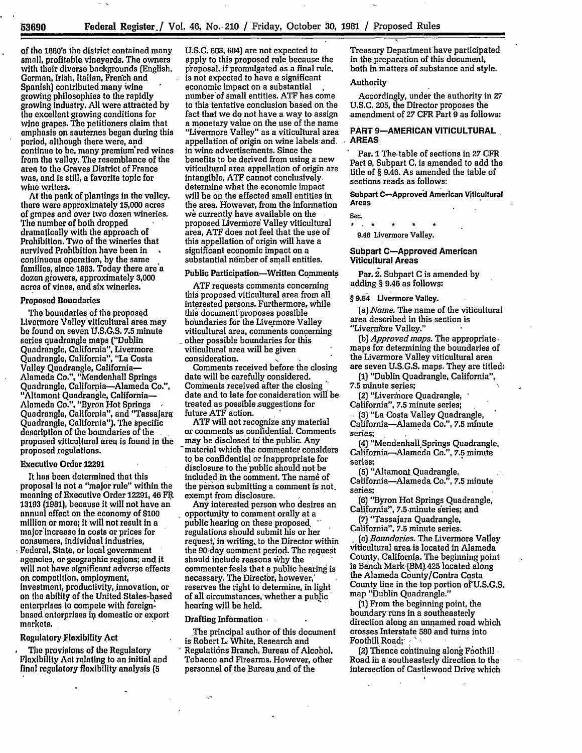of the 1880's the district contained many small, profitable vineyards. The owners with their diverse backgrounds (English, German, Irish, Italian, French and Spanish) contributed many wine growing philosophies to the rapidly growing industry. All were attracted by the excellent growing conditions for wine grapes. The petitioners claim that emphasis on sauternes began during this period, although there were, and continue to be, many premium red wines from the valley. The resemblance of the area to the Graves District of France was, and is still, a favorite topic for wine writers.

At the peak of plantings in the valley, there were approximately 15,000 acres of grapes and over two dozen wineries. The number of both dropped dramatically with the approach of Prohibition. Two of the wineries that survived Prohibition have been in continuous operation, by the same families, since 1883. Today there are a dozen growers, approximately 3,000 acres of vines, and six wineries.

### Proposed Boundaries

The boundaries of the proposed Livermore Valley viticultural area may be found on seven U.S.G.S. 7.5 minute series quadrangle maps ("Dublin Quadrangle, California", Livermore Quadrangle, California", "La Costa Valley Quadrangle, California—Alameda Co.", "Mendenhall Springs Quadrangle, California—Alameda Co.", "Altamont Quadrangle, California—Alameda Co.", "Byron Hot Springs Quadrangle, California", and "Tassajara Quadrangle, California"). The specific description of the boundaries of the proposed viticultural area is found in the proposed regulations.

### Executive Order 12291

It has been determined that this proposal is not a "major rule" within the meaning of Executive Order 12291, 46 FR 13193 (1981), because it will not have an annual effect on the economy of $100 million or more; it will not result in a major increase in costs or prices for consumers, individual industries, Federal, State, or local government agencies, or geographic regions; and it will not have significant adverse effects on competition, employment, investment, productivity, innovation, or on the ability of the United States-based enterprises to compete with foreign-based enterprises in domestic or export markets.

### Regulatory Flexibility Act

The provisions of the Regulatory Flexibility Act relating to an initial and final regulatory flexibility analysis (5 U.S.C. 603, 604) are not expected to apply to this proposed rule because the proposal, if promulgated as a final rule, is not expected to have a significant economic impact on a substantial number of small entities. ATF has come to this tentative conclusion based on the fact that we do not have a way to assign a monetary value on the use of the name "Livermore Valley" as a viticultural area appellation of origin on wine labels and in wine advertisements. Since the benefits to be derived from using a new viticultural area appellation of origin are intangible, ATF cannot conclusively determine what the economic impact will be on the affected small entities in the area. However, from the information we currently have available on the proposed Livermore Valley viticultural area, ATF does not feel that the use of this appellation of origin will have a significant economic impact on a substantial number of small entities.

### Public Participation—Written Comments

ATF requests comments concerning this proposed viticultural area from all interested persons. Furthermore, while this document proposes possible boundaries for the Livermore Valley viticultural area, comments concerning other possible boundaries for this viticultural area will be given consideration.

Comments received before the closing date will be carefully considered. Comments received after the closing date and to late for consideration will be treated as possible suggestions for future ATF action.

ATF will not recognize any material or comments as confidential. Comments may be disclosed to the public. Any material which the commenter considers to be confidential or inappropriate for disclosure to the public should not be included in the comment. The name of the person submitting a comment is not exempt from disclosure.

Any interested person who desires an opportunity to comment orally at a public hearing on these proposed regulations should submit his or her request, in writing, to the Director within the 90-day comment period. The request should include reasons why the commenter feels that a public hearing is necessary. The Director, however, reserves the right to determine, in light of all circumstances, whether a public hearing will be held.

### Drafting Information

The principal author of this document is Robert L. White, Research and Regulations Branch, Bureau of Alcohol, Tobacco and Firearms. However, other personnel of the Bureau and of the Treasury Department have participated in the preparation of this document, both in matters of substance and style.

### Authority

Accordingly, under the authority in 27 U.S.C. 205, the Director proposes the amendment of 27 CFR Part 9 as follows:

## PART 9—AMERICAN VITICULTURAL AREAS

Par. 1 The table of sections in 27 CFR Part 9, Subpart C, is amended to add the title of § 9.46. As amended the table of sections reads as follows:

**Subpart C—Approved American Viticultural Areas**

Sec.

\* \* \* \* \*

9.46 Livermore Valley.

### Subpart C—Approved American Viticultural Areas

Par. 2. Subpart C is amended by adding § 9.46 as follows:

**§ 9.64 Livermore Valley.**

(a) *Name.* The name of the viticultural area described in this section is "Livermore Valley."

(b) *Approved maps.* The appropriate maps for determining the boundaries of the Livermore Valley viticultural area are seven U.S.G.S. maps. They are titled:

(1) "Dublin Quadrangle, California", 7.5 minute series;

(2) "Livermore Quadrangle, California", 7.5 minute series;

(3) "La Costa Valley Quadrangle, California—Alameda Co.", 7.5 minute series;

(4) "Mendenhall Springs Quadrangle, California—Alameda Co.", 7.5 minute series;

(5) "Altamont Quadrangle, California—Alameda Co.", 7.5 minute series;

(6) "Byron Hot Springs Quadrangle, California", 7.5 minute series; and

(7) "Tassajara Quadrangle, California", 7.5 minute series.

(c) *Boundaries.* The Livermore Valley viticultural area is located in Alameda County, California. The beginning point is Bench Mark (BM) 425 located along the Alameda County/Contra Costa County line in the top portion of U.S.G.S. map "Dublin Quadrangle."

(1) From the beginning point, the boundary runs in a southeasterly direction along an unnamed road which crosses Interstate 580 and turns into Foothill Road;

(2) Thence continuing along Foothill Road in a southeasterly direction to the intersection of Castlewood Drive which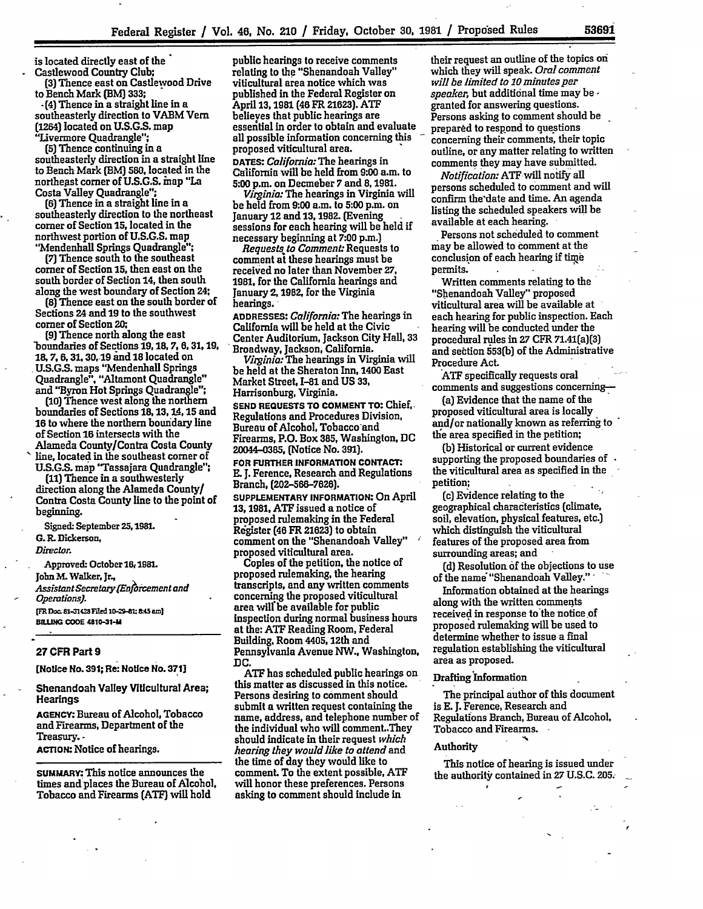is located directly east of the Castlewood Country Club;

(3) Thence east on Castlewood Drive to Bench Mark (BM) 333;

(4) Thence in a straight line in a southeasterly direction to VABM Vern (1264) located on U.S.G.S. map "Livermore Quadrangle";

(5) Thence continuing in a southeasterly direction in a straight line to Bench Mark (BM) 580, located in the northeast corner of U.S.G.S. map "La Costa Valley Quadrangle";

(6) Thence in a straight line in a southeasterly direction to the northeast corner of Section 15, located in the northwest portion of U.S.G.S. map "Mendenhall Springs Quadrangle";

(7) Thence south to the southeast corner of Section 15, then east on the south border of Section 14, then south along the west boundary of Section 24;

(8) Thence east on the south border of Sections 24 and 19 to the southwest corner of Section 20;

(9) Thence north along the east boundaries of Sections 19, 18, 7, 6, 31, 19, 18, 7, 6, 31, 30, 19 and 18 located on U.S.G.S. maps "Mendenhall Springs Quadrangle", "Altamont Quadrangle" and "Byron Hot Springs Quadrangle";

(10) Thence west along the northern boundaries of Sections 18, 13, 14, 15 and 16 to where the northern boundary line of Section 16 intersects with the Alameda County/Contra Costa County line, located in the southeast corner of U.S.G.S. map "Tassajara Quadrangle";

(11) Thence in a southwesterly direction along the Alameda County/Contra Costa County line to the point of beginning.

Signed: September 25, 1981.

G. R. Dickerson,

*Director.*

Approved: October 16, 1981.

John M. Walker, Jr.,

*Assistant Secretary (Enforcement and Operations).*

[FR Doc. 81-31428 Filed 10-29-81; 8:45 am]

BILLING CODE 4810-31-M

---

## 27 CFR Part 9

**[Notice No. 391; Re: Notice No. 371]**

## Shenandoah Valley Viticultural Area; Hearings

**AGENCY:** Bureau of Alcohol, Tobacco and Firearms, Department of the Treasury.

**ACTION:** Notice of hearings.

**SUMMARY:** This notice announces the times and places the Bureau of Alcohol, Tobacco and Firearms (ATF) will hold public hearings to receive comments relating to the "Shenandoah Valley" viticultural area notice which was published in the Federal Register on April 13, 1981 (46 FR 21623). ATF believes that public hearings are essential in order to obtain and evaluate all possible information concerning this proposed viticultural area.

**DATES:** *California:* The hearings in California will be held from 9:00 a.m. to 5:00 p.m. on Decmeber 7 and 8, 1981.

*Virginia:* The hearings in Virginia will be held from 9:00 a.m. to 5:00 p.m. on January 12 and 13, 1982. (Evening sessions for each hearing will be held if necessary beginning at 7:00 p.m.)

*Requests to Comment:* Requests to comment at these hearings must be received no later than November 27, 1981, for the California hearings and January 2, 1982, for the Virginia hearings.

**ADDRESSES:** *California:* The hearings in California will be held at the Civic Center Auditorium, Jackson City Hall, 33 Broadway, Jackson, California.

*Virginia:* The hearings in Virginia will be held at the Sheraton Inn, 1400 East Market Street, I-81 and US 33, Harrisonburg, Virginia.

**SEND REQUESTS TO COMMENT TO:** Chief, Regulations and Procedures Division, Bureau of Alcohol, Tobacco and Firearms, P.O. Box 385, Washington, DC 20044-0385, (Notice No. 391).

**FOR FURTHER INFORMATION CONTACT:** E. J. Ference, Research and Regulations Branch, (202-566-7626).

**SUPPLEMENTARY INFORMATION:** On April 13, 1981, ATF issued a notice of proposed rulemaking in the Federal Register (46 FR 21623) to obtain comment on the "Shenandoah Valley" proposed viticultural area.

Copies of the petition, the notice of proposed rulemaking, the hearing transcripts, and any written comments concerning the proposed viticultural area will be available for public inspection during normal business hours at the: ATF Reading Room, Federal Building, Room 4405, 12th and Pennsylvania Avenue NW., Washington, DC.

ATF has scheduled public hearings on this matter as discussed in this notice. Persons desiring to comment should submit a written request containing the name, address, and telephone number of the individual who will comment. They should indicate in their request *which hearing they would like to attend* and the time of day they would like to comment. To the extent possible, ATF will honor these preferences. Persons asking to comment should include in their request an outline of the topics on which they will speak. *Oral comment will be limited to 10 minutes per speaker,* but additional time may be granted for answering questions. Persons asking to comment should be prepared to respond to questions concerning their comments, their topic outline, or any matter relating to written comments they may have submitted.

*Notification:* ATF will notify all persons scheduled to comment and will confirm the date and time. An agenda listing the scheduled speakers will be available at each hearing.

Persons not scheduled to comment may be allowed to comment at the conclusion of each hearing if time permits.

Written comments relating to the "Shenandoah Valley" proposed viticultural area will be available at each hearing for public inspection. Each hearing will be conducted under the procedural rules in 27 CFR 71.41(a)(3) and section 553(b) of the Administrative Procedure Act.

ATF specifically requests oral comments and suggestions concerning—

(a) Evidence that the name of the proposed viticultural area is locally and/or nationally known as referring to the area specified in the petition;

(b) Historical or current evidence supporting the proposed boundaries of the viticultural area as specified in the petition;

(c) Evidence relating to the geographical characteristics (climate, soil, elevation, physical features, etc.) which distinguish the viticultural features of the proposed area from surrounding areas; and

(d) Resolution of the objections to use of the name "Shenandoah Valley."

Information obtained at the hearings along with the written comments received in response to the notice of proposed rulemaking will be used to determine whether to issue a final regulation establishing the viticultural area as proposed.

### Drafting Information

The principal author of this document is E. J. Ference, Research and Regulations Branch, Bureau of Alcohol, Tobacco and Firearms.

### Authority

This notice of hearing is issued under the authority contained in 27 U.S.C. 205.